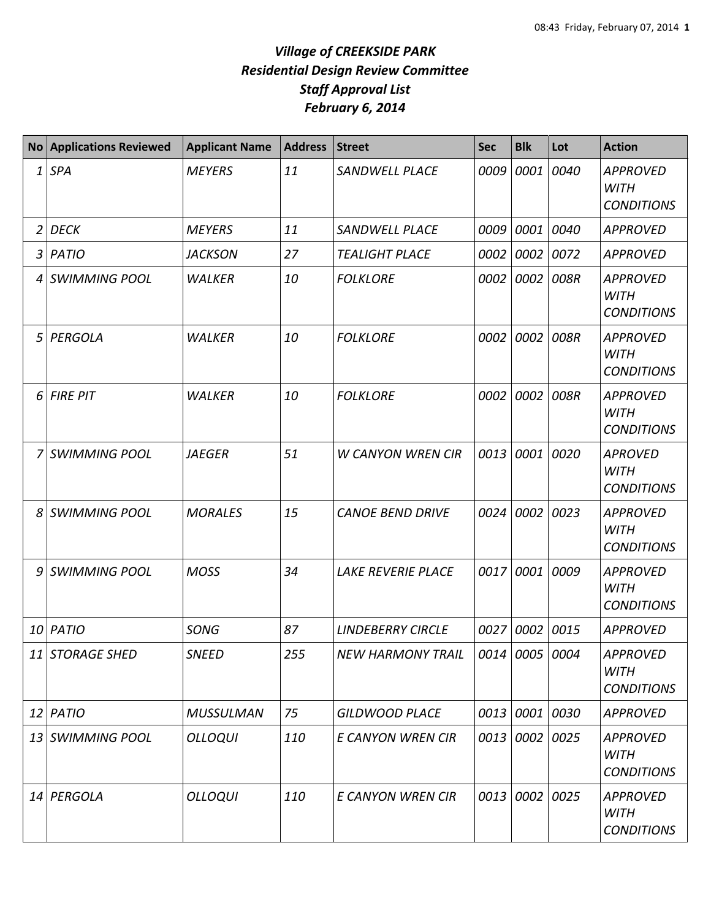# *Village of CREEKSIDE PARK*
## *Residential Design Review Committee*
## *Staff Approval List*
## *February 6, 2014*

| No | Applications Reviewed | Applicant Name | Address | Street | Sec | Blk | Lot | Action |
|---|---|---|---|---|---|---|---|---|
| *1* | *SPA* | *MEYERS* | *11* | *SANDWELL PLACE* | *0009* | *0001* | *0040* | *APPROVED WITH CONDITIONS* |
| *2* | *DECK* | *MEYERS* | *11* | *SANDWELL PLACE* | *0009* | *0001* | *0040* | *APPROVED* |
| *3* | *PATIO* | *JACKSON* | *27* | *TEALIGHT PLACE* | *0002* | *0002* | *0072* | *APPROVED* |
| *4* | *SWIMMING POOL* | *WALKER* | *10* | *FOLKLORE* | *0002* | *0002* | *008R* | *APPROVED WITH CONDITIONS* |
| *5* | *PERGOLA* | *WALKER* | *10* | *FOLKLORE* | *0002* | *0002* | *008R* | *APPROVED WITH CONDITIONS* |
| *6* | *FIRE PIT* | *WALKER* | *10* | *FOLKLORE* | *0002* | *0002* | *008R* | *APPROVED WITH CONDITIONS* |
| *7* | *SWIMMING POOL* | *JAEGER* | *51* | *W CANYON WREN CIR* | *0013* | *0001* | *0020* | *APROVED WITH CONDITIONS* |
| *8* | *SWIMMING POOL* | *MORALES* | *15* | *CANOE BEND DRIVE* | *0024* | *0002* | *0023* | *APPROVED WITH CONDITIONS* |
| *9* | *SWIMMING POOL* | *MOSS* | *34* | *LAKE REVERIE PLACE* | *0017* | *0001* | *0009* | *APPROVED WITH CONDITIONS* |
| *10* | *PATIO* | *SONG* | *87* | *LINDEBERRY CIRCLE* | *0027* | *0002* | *0015* | *APPROVED* |
| *11* | *STORAGE SHED* | *SNEED* | *255* | *NEW HARMONY TRAIL* | *0014* | *0005* | *0004* | *APPROVED WITH CONDITIONS* |
| *12* | *PATIO* | *MUSSULMAN* | *75* | *GILDWOOD PLACE* | *0013* | *0001* | *0030* | *APPROVED* |
| *13* | *SWIMMING POOL* | *OLLOQUI* | *110* | *E CANYON WREN CIR* | *0013* | *0002* | *0025* | *APPROVED WITH CONDITIONS* |
| *14* | *PERGOLA* | *OLLOQUI* | *110* | *E CANYON WREN CIR* | *0013* | *0002* | *0025* | *APPROVED WITH CONDITIONS* |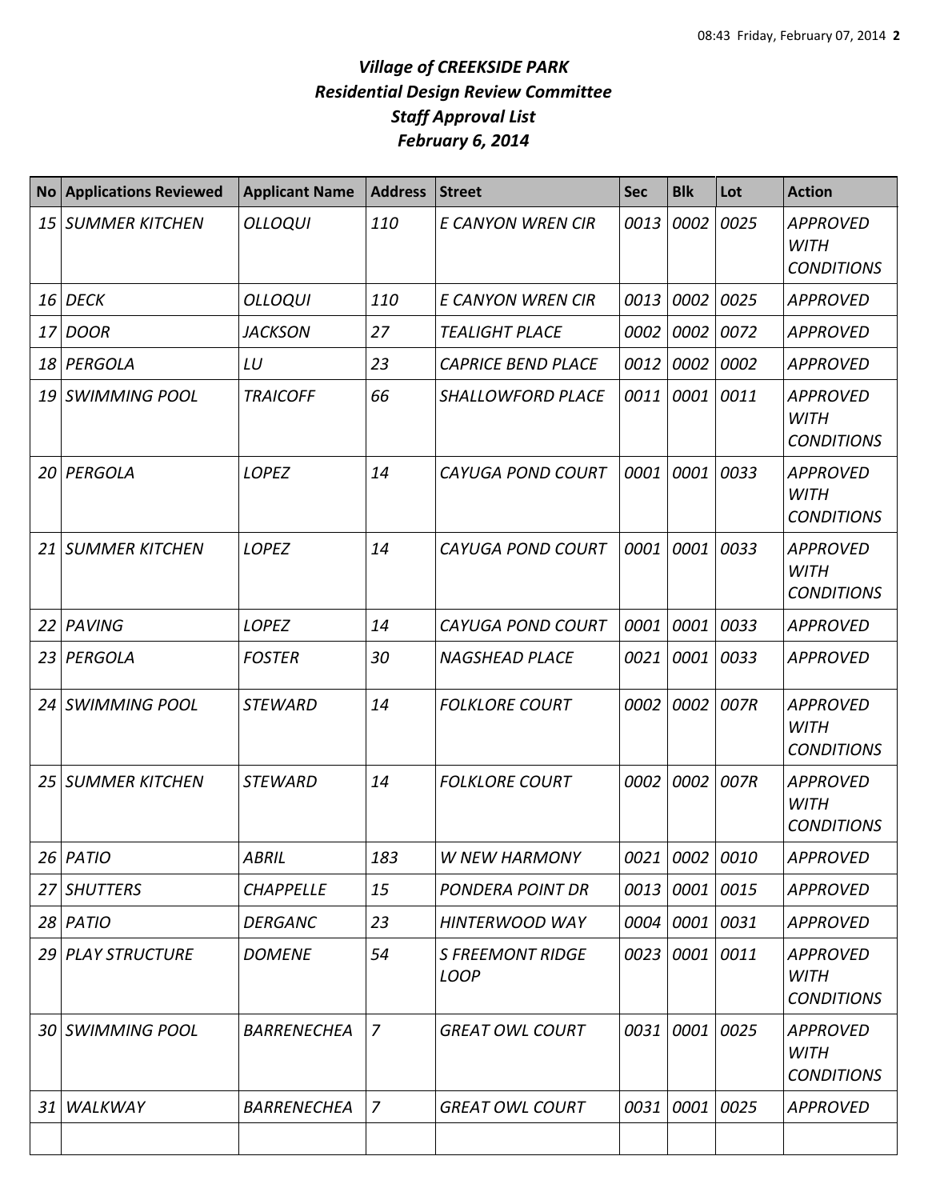# *Village of CREEKSIDE PARK*
# *Residential Design Review Committee*
# *Staff Approval List*
# *February 6, 2014*

| No | Applications Reviewed | Applicant Name | Address | Street | Sec | Blk | Lot | Action |
|---|---|---|---|---|---|---|---|---|
| 15 | SUMMER KITCHEN | OLLOQUI | 110 | E CANYON WREN CIR | 0013 | 0002 | 0025 | APPROVED WITH CONDITIONS |
| 16 | DECK | OLLOQUI | 110 | E CANYON WREN CIR | 0013 | 0002 | 0025 | APPROVED |
| 17 | DOOR | JACKSON | 27 | TEALIGHT PLACE | 0002 | 0002 | 0072 | APPROVED |
| 18 | PERGOLA | LU | 23 | CAPRICE BEND PLACE | 0012 | 0002 | 0002 | APPROVED |
| 19 | SWIMMING POOL | TRAICOFF | 66 | SHALLOWFORD PLACE | 0011 | 0001 | 0011 | APPROVED WITH CONDITIONS |
| 20 | PERGOLA | LOPEZ | 14 | CAYUGA POND COURT | 0001 | 0001 | 0033 | APPROVED WITH CONDITIONS |
| 21 | SUMMER KITCHEN | LOPEZ | 14 | CAYUGA POND COURT | 0001 | 0001 | 0033 | APPROVED WITH CONDITIONS |
| 22 | PAVING | LOPEZ | 14 | CAYUGA POND COURT | 0001 | 0001 | 0033 | APPROVED |
| 23 | PERGOLA | FOSTER | 30 | NAGSHEAD PLACE | 0021 | 0001 | 0033 | APPROVED |
| 24 | SWIMMING POOL | STEWARD | 14 | FOLKLORE COURT | 0002 | 0002 | 007R | APPROVED WITH CONDITIONS |
| 25 | SUMMER KITCHEN | STEWARD | 14 | FOLKLORE COURT | 0002 | 0002 | 007R | APPROVED WITH CONDITIONS |
| 26 | PATIO | ABRIL | 183 | W NEW HARMONY | 0021 | 0002 | 0010 | APPROVED |
| 27 | SHUTTERS | CHAPPELLE | 15 | PONDERA POINT DR | 0013 | 0001 | 0015 | APPROVED |
| 28 | PATIO | DERGANC | 23 | HINTERWOOD WAY | 0004 | 0001 | 0031 | APPROVED |
| 29 | PLAY STRUCTURE | DOMENE | 54 | S FREEMONT RIDGE LOOP | 0023 | 0001 | 0011 | APPROVED WITH CONDITIONS |
| 30 | SWIMMING POOL | BARRENECHEA | 7 | GREAT OWL COURT | 0031 | 0001 | 0025 | APPROVED WITH CONDITIONS |
| 31 | WALKWAY | BARRENECHEA | 7 | GREAT OWL COURT | 0031 | 0001 | 0025 | APPROVED |
| | | | | | | | | |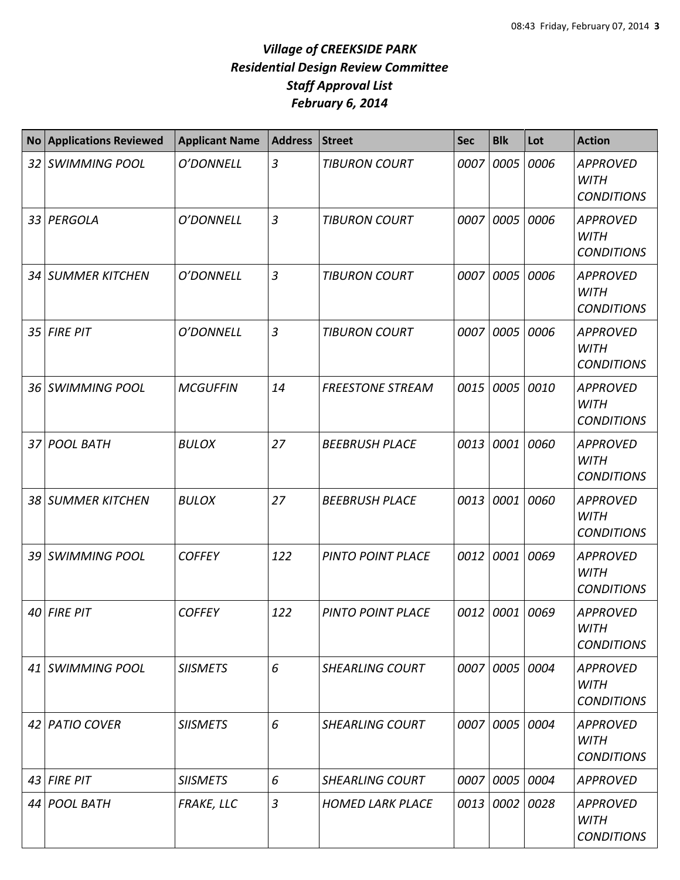# *Village of CREEKSIDE PARK*
# *Residential Design Review Committee*
# *Staff Approval List*
# *February 6, 2014*

| No | Applications Reviewed | Applicant Name | Address | Street | Sec | Blk | Lot | Action |
|---|---|---|---|---|---|---|---|---|
| 32 | SWIMMING POOL | O'DONNELL | 3 | TIBURON COURT | 0007 | 0005 | 0006 | APPROVED WITH CONDITIONS |
| 33 | PERGOLA | O'DONNELL | 3 | TIBURON COURT | 0007 | 0005 | 0006 | APPROVED WITH CONDITIONS |
| 34 | SUMMER KITCHEN | O'DONNELL | 3 | TIBURON COURT | 0007 | 0005 | 0006 | APPROVED WITH CONDITIONS |
| 35 | FIRE PIT | O'DONNELL | 3 | TIBURON COURT | 0007 | 0005 | 0006 | APPROVED WITH CONDITIONS |
| 36 | SWIMMING POOL | MCGUFFIN | 14 | FREESTONE STREAM | 0015 | 0005 | 0010 | APPROVED WITH CONDITIONS |
| 37 | POOL BATH | BULOX | 27 | BEEBRUSH PLACE | 0013 | 0001 | 0060 | APPROVED WITH CONDITIONS |
| 38 | SUMMER KITCHEN | BULOX | 27 | BEEBRUSH PLACE | 0013 | 0001 | 0060 | APPROVED WITH CONDITIONS |
| 39 | SWIMMING POOL | COFFEY | 122 | PINTO POINT PLACE | 0012 | 0001 | 0069 | APPROVED WITH CONDITIONS |
| 40 | FIRE PIT | COFFEY | 122 | PINTO POINT PLACE | 0012 | 0001 | 0069 | APPROVED WITH CONDITIONS |
| 41 | SWIMMING POOL | SIISMETS | 6 | SHEARLING COURT | 0007 | 0005 | 0004 | APPROVED WITH CONDITIONS |
| 42 | PATIO COVER | SIISMETS | 6 | SHEARLING COURT | 0007 | 0005 | 0004 | APPROVED WITH CONDITIONS |
| 43 | FIRE PIT | SIISMETS | 6 | SHEARLING COURT | 0007 | 0005 | 0004 | APPROVED |
| 44 | POOL BATH | FRAKE, LLC | 3 | HOMED LARK PLACE | 0013 | 0002 | 0028 | APPROVED WITH CONDITIONS |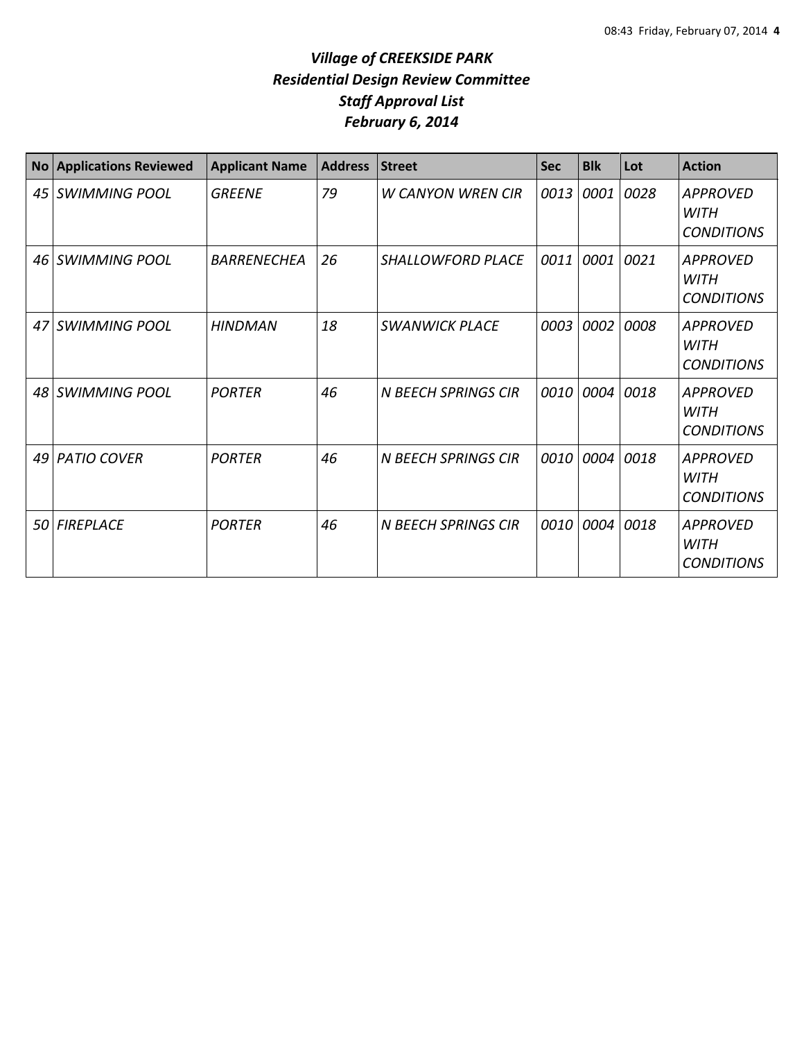# *Village of CREEKSIDE PARK*
## *Residential Design Review Committee*
## *Staff Approval List*
## *February 6, 2014*

| No | Applications Reviewed | Applicant Name | Address | Street | Sec | Blk | Lot | Action |
|---|---|---|---|---|---|---|---|---|
| *45* | *SWIMMING POOL* | *GREENE* | *79* | *W CANYON WREN CIR* | *0013* | *0001* | *0028* | *APPROVED WITH CONDITIONS* |
| *46* | *SWIMMING POOL* | *BARRENECHEA* | *26* | *SHALLOWFORD PLACE* | *0011* | *0001* | *0021* | *APPROVED WITH CONDITIONS* |
| *47* | *SWIMMING POOL* | *HINDMAN* | *18* | *SWANWICK PLACE* | *0003* | *0002* | *0008* | *APPROVED WITH CONDITIONS* |
| *48* | *SWIMMING POOL* | *PORTER* | *46* | *N BEECH SPRINGS CIR* | *0010* | *0004* | *0018* | *APPROVED WITH CONDITIONS* |
| *49* | *PATIO COVER* | *PORTER* | *46* | *N BEECH SPRINGS CIR* | *0010* | *0004* | *0018* | *APPROVED WITH CONDITIONS* |
| *50* | *FIREPLACE* | *PORTER* | *46* | *N BEECH SPRINGS CIR* | *0010* | *0004* | *0018* | *APPROVED WITH CONDITIONS* |